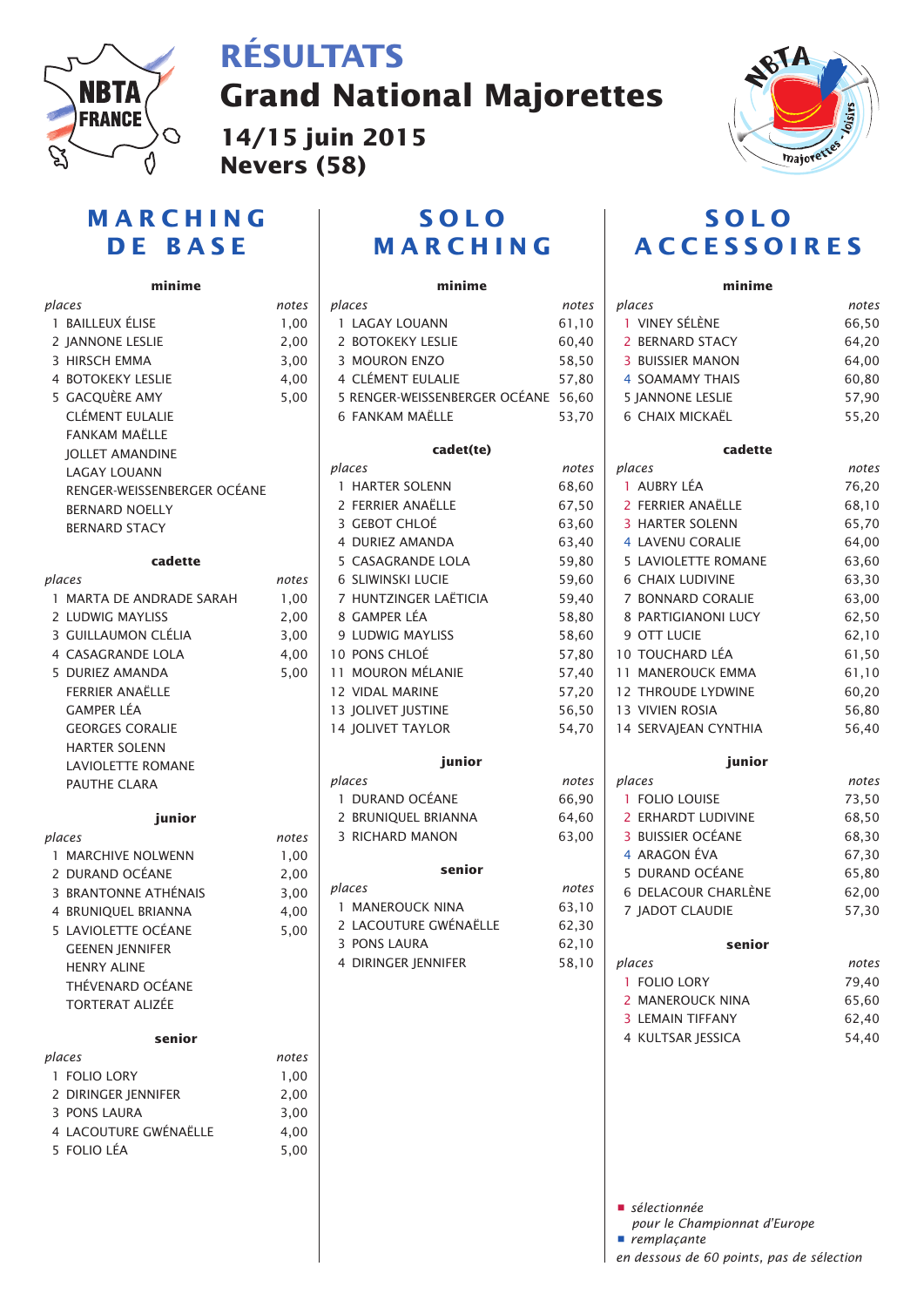# RÉSULTATS

# Grand National Majorettes

## 14/15 juin 2015

## Nevers (58)

## MARCHING DE BASE

### minime

| places | notes |
|---|---|
| 1 BAILLEUX ÉLISE | 1,00 |
| 2 JANNONE LESLIE | 2,00 |
| 3 HIRSCH EMMA | 3,00 |
| 4 BOTOKEKY LESLIE | 4,00 |
| 5 GACQUÈRE AMY | 5,00 |
| CLÉMENT EULALIE | |
| FANKAM MAËLLE | |
| JOLLET AMANDINE | |
| LAGAY LOUANN | |
| RENGER-WEISSENBERGER OCÉANE | |
| BERNARD NOELLY | |
| BERNARD STACY | |

### cadette

| places | notes |
|---|---|
| 1 MARTA DE ANDRADE SARAH | 1,00 |
| 2 LUDWIG MAYLISS | 2,00 |
| 3 GUILLAUMON CLÉLIA | 3,00 |
| 4 CASAGRANDE LOLA | 4,00 |
| 5 DURIEZ AMANDA | 5,00 |
| FERRIER ANAËLLE | |
| GAMPER LÉA | |
| GEORGES CORALIE | |
| HARTER SOLENN | |
| LAVIOLETTE ROMANE | |
| PAUTHE CLARA | |

### junior

| places | notes |
|---|---|
| 1 MARCHIVE NOLWENN | 1,00 |
| 2 DURAND OCÉANE | 2,00 |
| 3 BRANTONNE ATHÉNAIS | 3,00 |
| 4 BRUNIQUEL BRIANNA | 4,00 |
| 5 LAVIOLETTE OCÉANE | 5,00 |
| GEENEN JENNIFER | |
| HENRY ALINE | |
| THÉVENARD OCÉANE | |
| TORTERAT ALIZÉE | |

### senior

| places | notes |
|---|---|
| 1 FOLIO LORY | 1,00 |
| 2 DIRINGER JENNIFER | 2,00 |
| 3 PONS LAURA | 3,00 |
| 4 LACOUTURE GWÉNAËLLE | 4,00 |
| 5 FOLIO LÉA | 5,00 |

## SOLO MARCHING

### minime

| places | notes |
|---|---|
| 1 LAGAY LOUANN | 61,10 |
| 2 BOTOKEKY LESLIE | 60,40 |
| 3 MOURON ENZO | 58,50 |
| 4 CLÉMENT EULALIE | 57,80 |
| 5 RENGER-WEISSENBERGER OCÉANE | 56,60 |
| 6 FANKAM MAËLLE | 53,70 |

### cadet(te)

| places | notes |
|---|---|
| 1 HARTER SOLENN | 68,60 |
| 2 FERRIER ANAËLLE | 67,50 |
| 3 GEBOT CHLOÉ | 63,60 |
| 4 DURIEZ AMANDA | 63,40 |
| 5 CASAGRANDE LOLA | 59,80 |
| 6 SLIWINSKI LUCIE | 59,60 |
| 7 HUNTZINGER LAËTICIA | 59,40 |
| 8 GAMPER LÉA | 58,80 |
| 9 LUDWIG MAYLISS | 58,60 |
| 10 PONS CHLOÉ | 57,80 |
| 11 MOURON MÉLANIE | 57,40 |
| 12 VIDAL MARINE | 57,20 |
| 13 JOLIVET JUSTINE | 56,50 |
| 14 JOLIVET TAYLOR | 54,70 |

### junior

| places | notes |
|---|---|
| 1 DURAND OCÉANE | 66,90 |
| 2 BRUNIQUEL BRIANNA | 64,60 |
| 3 RICHARD MANON | 63,00 |

### senior

| places | notes |
|---|---|
| 1 MANEROUCK NINA | 63,10 |
| 2 LACOUTURE GWÉNAËLLE | 62,30 |
| 3 PONS LAURA | 62,10 |
| 4 DIRINGER JENNIFER | 58,10 |

## SOLO ACCESSOIRES

### minime

| places | notes |
|---|---|
| 1 VINEY SÉLÈNE | 66,50 |
| 2 BERNARD STACY | 64,20 |
| 3 BUISSIER MANON | 64,00 |
| 4 SOAMAMY THAIS | 60,80 |
| 5 JANNONE LESLIE | 57,90 |
| 6 CHAIX MICKAËL | 55,20 |

### cadette

| places | notes |
|---|---|
| 1 AUBRY LÉA | 76,20 |
| 2 FERRIER ANAËLLE | 68,10 |
| 3 HARTER SOLENN | 65,70 |
| 4 LAVENU CORALIE | 64,00 |
| 5 LAVIOLETTE ROMANE | 63,60 |
| 6 CHAIX LUDIVINE | 63,30 |
| 7 BONNARD CORALIE | 63,00 |
| 8 PARTIGIANONI LUCY | 62,50 |
| 9 OTT LUCIE | 62,10 |
| 10 TOUCHARD LÉA | 61,50 |
| 11 MANEROUCK EMMA | 61,10 |
| 12 THROUDE LYDWINE | 60,20 |
| 13 VIVIEN ROSIA | 56,80 |
| 14 SERVAJEAN CYNTHIA | 56,40 |

### junior

| places | notes |
|---|---|
| 1 FOLIO LOUISE | 73,50 |
| 2 ERHARDT LUDIVINE | 68,50 |
| 3 BUISSIER OCÉANE | 68,30 |
| 4 ARAGON ÉVA | 67,30 |
| 5 DURAND OCÉANE | 65,80 |
| 6 DELACOUR CHARLÈNE | 62,00 |
| 7 JADOT CLAUDIE | 57,30 |

### senior

| places | notes |
|---|---|
| 1 FOLIO LORY | 79,40 |
| 2 MANEROUCK NINA | 65,60 |
| 3 LEMAIN TIFFANY | 62,40 |
| 4 KULTSAR JESSICA | 54,40 |

■ *sélectionnée pour le Championnat d'Europe*

■ *remplaçante*

*en dessous de 60 points, pas de sélection*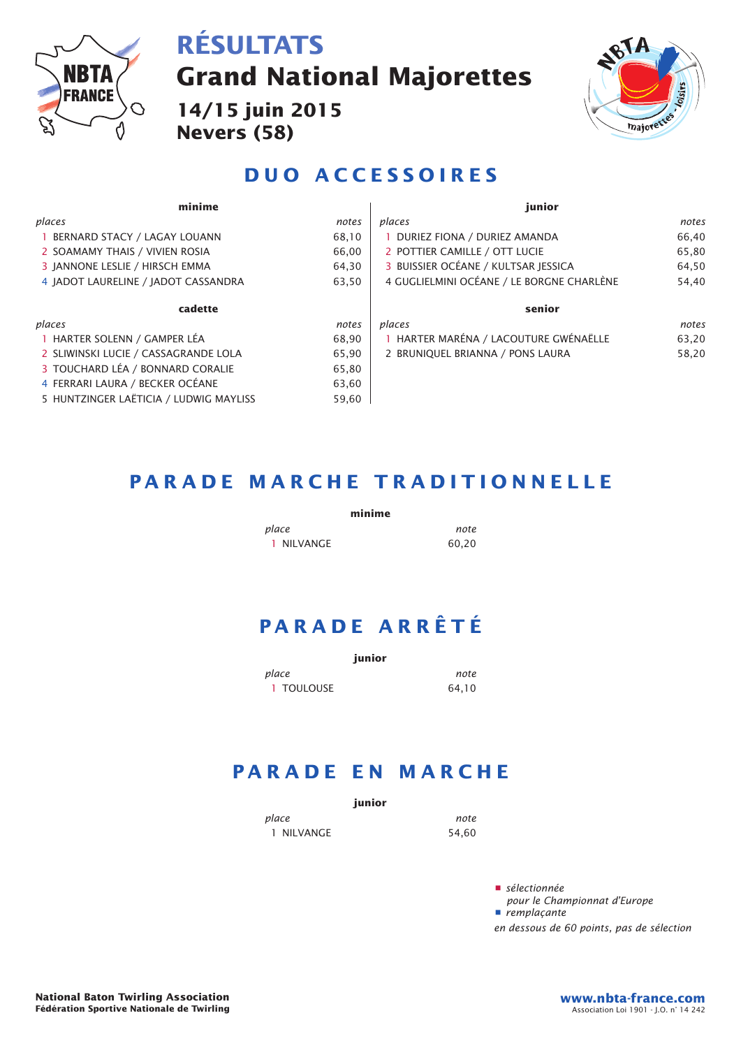# RÉSULTATS

# Grand National Majorettes

**14/15 juin 2015**
**Nevers (58)**

## DUO ACCESSOIRES

### minime

| places | | notes |
|---|---|---|
| 1 | BERNARD STACY / LAGAY LOUANN | 68,10 |
| 2 | SOAMAMY THAIS / VIVIEN ROSIA | 66,00 |
| 3 | JANNONE LESLIE / HIRSCH EMMA | 64,30 |
| 4 | JADOT LAURELINE / JADOT CASSANDRA | 63,50 |

### cadette

| places | | notes |
|---|---|---|
| 1 | HARTER SOLENN / GAMPER LÉA | 68,90 |
| 2 | SLIWINSKI LUCIE / CASSAGRANDE LOLA | 65,90 |
| 3 | TOUCHARD LÉA / BONNARD CORALIE | 65,80 |
| 4 | FERRARI LAURA / BECKER OCÉANE | 63,60 |
| 5 | HUNTZINGER LAËTICIA / LUDWIG MAYLISS | 59,60 |

### junior

| places | | notes |
|---|---|---|
| 1 | DURIEZ FIONA / DURIEZ AMANDA | 66,40 |
| 2 | POTTIER CAMILLE / OTT LUCIE | 65,80 |
| 3 | BUISSIER OCÉANE / KULTSAR JESSICA | 64,50 |
| 4 | GUGLIELMINI OCÉANE / LE BORGNE CHARLÈNE | 54,40 |

### senior

| places | | notes |
|---|---|---|
| 1 | HARTER MARÉNA / LACOUTURE GWÉNAËLLE | 63,20 |
| 2 | BRUNIQUEL BRIANNA / PONS LAURA | 58,20 |

## PARADE MARCHE TRADITIONNELLE

### minime

| place | | note |
|---|---|---|
| 1 | NILVANGE | 60,20 |

## PARADE ARRÊTÉ

### junior

| place | | note |
|---|---|---|
| 1 | TOULOUSE | 64,10 |

## PARADE EN MARCHE

### junior

| place | | note |
|---|---|---|
| 1 | NILVANGE | 54,60 |

- *sélectionnée pour le Championnat d'Europe*
- *remplaçante*

*en dessous de 60 points, pas de sélection*

**National Baton Twirling Association**
**Fédération Sportive Nationale de Twirling**

**www.nbta-france.com**
Association Loi 1901 - J.O. n° 14 242